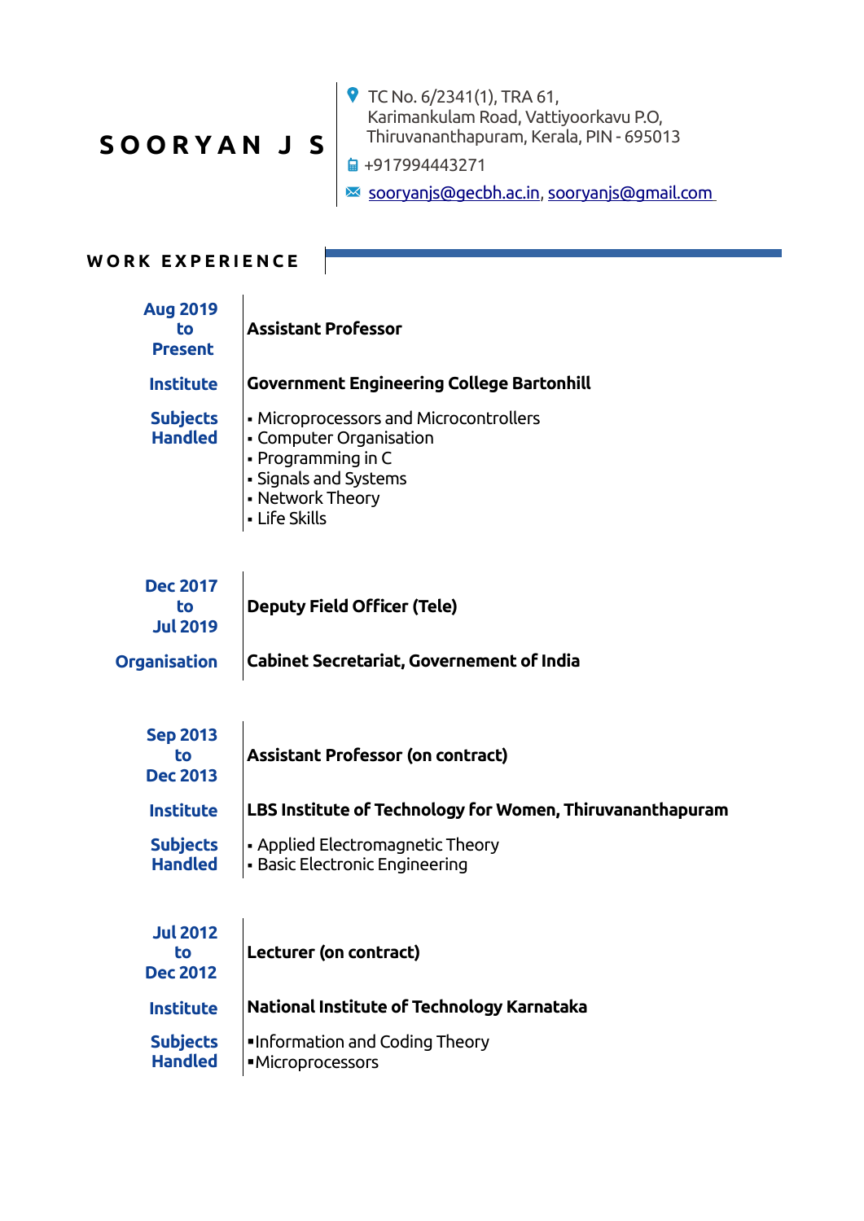# SOORYAN J S

TC No. 6/2341(1), TRA 61,
Karimankulam Road, Vattiyoorkavu P.O,
Thiruvananthapuram, Kerala, PIN - 695013

+917994443271

sooryanjs@gecbh.ac.in, sooryanjs@gmail.com

## WORK EXPERIENCE

**Aug 2019 to Present** — **Assistant Professor**

**Institute:** **Government Engineering College Bartonhill**

**Subjects Handled:**

- Microprocessors and Microcontrollers
- Computer Organisation
- Programming in C
- Signals and Systems
- Network Theory
- Life Skills

**Dec 2017 to Jul 2019** — **Deputy Field Officer (Tele)**

**Organisation:** **Cabinet Secretariat, Governement of India**

**Sep 2013 to Dec 2013** — **Assistant Professor (on contract)**

**Institute:** **LBS Institute of Technology for Women, Thiruvananthapuram**

**Subjects Handled:**

- Applied Electromagnetic Theory
- Basic Electronic Engineering

**Jul 2012 to Dec 2012** — **Lecturer (on contract)**

**Institute:** **National Institute of Technology Karnataka**

**Subjects Handled:**

- Information and Coding Theory
- Microprocessors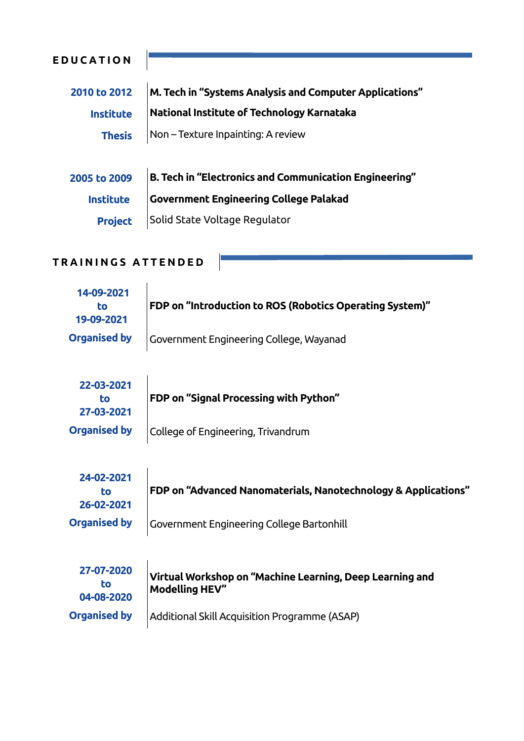## EDUCATION

**2010 to 2012** — **M. Tech in "Systems Analysis and Computer Applications"**

**Institute** — **National Institute of Technology Karnataka**

**Thesis** — Non – Texture Inpainting: A review

**2005 to 2009** — **B. Tech in "Electronics and Communication Engineering"**

**Institute** — **Government Engineering College Palakad**

**Project** — Solid State Voltage Regulator

## TRAININGS ATTENDED

**14-09-2021 to 19-09-2021** — **FDP on "Introduction to ROS (Robotics Operating System)"**

**Organised by** — Government Engineering College, Wayanad

**22-03-2021 to 27-03-2021** — **FDP on "Signal Processing with Python"**

**Organised by** — College of Engineering, Trivandrum

**24-02-2021 to 26-02-2021** — **FDP on "Advanced Nanomaterials, Nanotechnology & Applications"**

**Organised by** — Government Engineering College Bartonhill

**27-07-2020 to 04-08-2020** — **Virtual Workshop on "Machine Learning, Deep Learning and Modelling HEV"**

**Organised by** — Additional Skill Acquisition Programme (ASAP)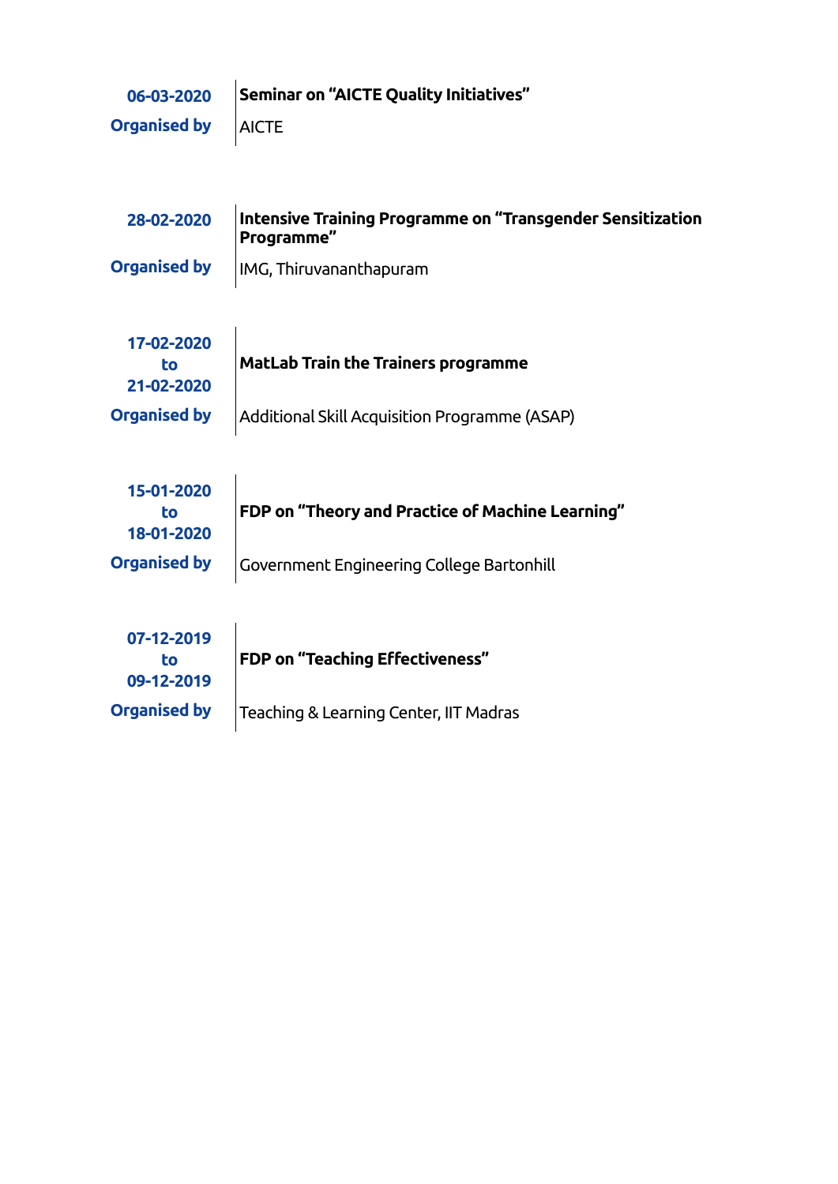| | |
|---|---|
| **06-03-2020** | **Seminar on “AICTE Quality Initiatives”** |
| **Organised by** | AICTE |

| | |
|---|---|
| **28-02-2020** | **Intensive Training Programme on “Transgender Sensitization Programme”** |
| **Organised by** | IMG, Thiruvananthapuram |

| | |
|---|---|
| **17-02-2020 to 21-02-2020** | **MatLab Train the Trainers programme** |
| **Organised by** | Additional Skill Acquisition Programme (ASAP) |

| | |
|---|---|
| **15-01-2020 to 18-01-2020** | **FDP on “Theory and Practice of Machine Learning”** |
| **Organised by** | Government Engineering College Bartonhill |

| | |
|---|---|
| **07-12-2019 to 09-12-2019** | **FDP on “Teaching Effectiveness”** |
| **Organised by** | Teaching & Learning Center, IIT Madras |